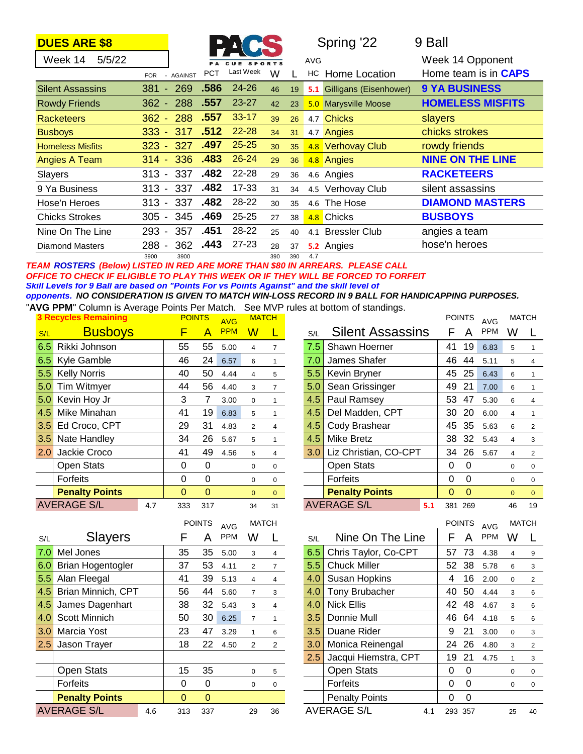**DUES ARE $8**

Week 14 5/5/22

PACS CUE SPORTS

Spring '22 9 Ball

| Team | FOR | - AGAINST | PCT | Last Week | W | L | AVG HC | Home Location | Week 14 Opponent (Home team is in CAPS) |
|---|---|---|---|---|---|---|---|---|---|
| Silent Assassins | 381 | 269 | .586 | 24-26 | 46 | 19 | 5.1 | Gilligans (Eisenhower) | 9 YA BUSINESS |
| Rowdy Friends | 362 | 288 | .557 | 23-27 | 42 | 23 | 5.0 | Marysville Moose | HOMELESS MISFITS |
| Racketeers | 362 | 288 | .557 | 33-17 | 39 | 26 | 4.7 | Chicks | slayers |
| Busboys | 333 | 317 | .512 | 22-28 | 34 | 31 | 4.7 | Angies | chicks strokes |
| Homeless Misfits | 323 | 327 | .497 | 25-25 | 30 | 35 | 4.8 | Verhovay Club | rowdy friends |
| Angies A Team | 314 | 336 | .483 | 26-24 | 29 | 36 | 4.8 | Angies | NINE ON THE LINE |
| Slayers | 313 | 337 | .482 | 22-28 | 29 | 36 | 4.6 | Angies | RACKETEERS |
| 9 Ya Business | 313 | 337 | .482 | 17-33 | 31 | 34 | 4.5 | Verhovay Club | silent assassins |
| Hose'n Heroes | 313 | 337 | .482 | 28-22 | 30 | 35 | 4.6 | The Hose | DIAMOND MASTERS |
| Chicks Strokes | 305 | 345 | .469 | 25-25 | 27 | 38 | 4.8 | Chicks | BUSBOYS |
| Nine On The Line | 293 | 357 | .451 | 28-22 | 25 | 40 | 4.1 | Bressler Club | angies a team |
| Diamond Masters | 288 | 362 | .443 | 27-23 | 28 | 37 | 5.2 | Angies | hose'n heroes |
| | 3900 | 3900 | | | 390 | 390 | 4.7 | | |

***TEAM ROSTERS (Below) LISTED IN RED ARE MORE THAN $80 IN ARREARS. PLEASE CALL OFFICE TO CHECK IF ELIGIBLE TO PLAY THIS WEEK OR IF THEY WILL BE FORCED TO FORFEIT***

***Skill Levels for 9 Ball are based on "Points For vs Points Against" and the skill level of opponents. NO CONSIDERATION IS GIVEN TO MATCH WIN-LOSS RECORD IN 9 BALL FOR HANDICAPPING PURPOSES.***

"**AVG PPM**" Column is Average Points Per Match. See MVP rules at bottom of standings.

**3 Recycles Remaining**

| S/L | Busboys | Points F | Points A | AVG PPM | Match W | Match L |
|---|---|---|---|---|---|---|
| 6.5 | Rikki Johnson | 55 | 55 | 5.00 | 4 | 7 |
| 6.5 | Kyle Gamble | 46 | 24 | 6.57 | 6 | 1 |
| 5.5 | Kelly Norris | 40 | 50 | 4.44 | 4 | 5 |
| 5.0 | Tim Witmyer | 44 | 56 | 4.40 | 3 | 7 |
| 5.0 | Kevin Hoy Jr | 3 | 7 | 3.00 | 0 | 1 |
| 4.5 | Mike Minahan | 41 | 19 | 6.83 | 5 | 1 |
| 3.5 | Ed Croco, CPT | 29 | 31 | 4.83 | 2 | 4 |
| 3.5 | Nate Handley | 34 | 26 | 5.67 | 5 | 1 |
| 2.0 | Jackie Croco | 41 | 49 | 4.56 | 5 | 4 |
| | Open Stats | 0 | 0 | | 0 | 0 |
| | Forfeits | 0 | 0 | | 0 | 0 |
| | **Penalty Points** | 0 | 0 | | 0 | 0 |
| | AVERAGE S/L 4.7 | 333 | 317 | | 34 | 31 |

| S/L | Silent Assassins | Points F | Points A | AVG PPM | Match W | Match L |
|---|---|---|---|---|---|---|
| 7.5 | Shawn Hoerner | 41 | 19 | 6.83 | 5 | 1 |
| 7.0 | James Shafer | 46 | 44 | 5.11 | 5 | 4 |
| 5.5 | Kevin Bryner | 45 | 25 | 6.43 | 6 | 1 |
| 5.0 | Sean Grissinger | 49 | 21 | 7.00 | 6 | 1 |
| 4.5 | Paul Ramsey | 53 | 47 | 5.30 | 6 | 4 |
| 4.5 | Del Madden, CPT | 30 | 20 | 6.00 | 4 | 1 |
| 4.5 | Cody Brashear | 45 | 35 | 5.63 | 6 | 2 |
| 4.5 | Mike Bretz | 38 | 32 | 5.43 | 4 | 3 |
| 3.0 | Liz Christian, CO-CPT | 34 | 26 | 5.67 | 4 | 2 |
| | Open Stats | 0 | 0 | | 0 | 0 |
| | Forfeits | 0 | 0 | | 0 | 0 |
| | **Penalty Points** | 0 | 0 | | 0 | 0 |
| | AVERAGE S/L 5.1 | 381 | 269 | | 46 | 19 |

| S/L | Slayers | Points F | Points A | AVG PPM | Match W | Match L |
|---|---|---|---|---|---|---|
| 7.0 | Mel Jones | 35 | 35 | 5.00 | 3 | 4 |
| 6.0 | Brian Hogentogler | 37 | 53 | 4.11 | 2 | 7 |
| 5.5 | Alan Fleegal | 41 | 39 | 5.13 | 4 | 4 |
| 4.5 | Brian Minnich, CPT | 56 | 44 | 5.60 | 7 | 3 |
| 4.5 | James Dagenhart | 38 | 32 | 5.43 | 3 | 4 |
| 4.0 | Scott Minnich | 50 | 30 | 6.25 | 7 | 1 |
| 3.0 | Marcia Yost | 23 | 47 | 3.29 | 1 | 6 |
| 2.5 | Jason Trayer | 18 | 22 | 4.50 | 2 | 2 |
| | | | | | | |
| | Open Stats | 15 | 35 | | 0 | 5 |
| | Forfeits | 0 | 0 | | 0 | 0 |
| | **Penalty Points** | 0 | 0 | | | |
| | AVERAGE S/L 4.6 | 313 | 337 | | 29 | 36 |

| S/L | Nine On The Line | Points F | Points A | AVG PPM | Match W | Match L |
|---|---|---|---|---|---|---|
| 6.5 | Chris Taylor, Co-CPT | 57 | 73 | 4.38 | 4 | 9 |
| 5.5 | Chuck Miller | 52 | 38 | 5.78 | 6 | 3 |
| 4.0 | Susan Hopkins | 4 | 16 | 2.00 | 0 | 2 |
| 4.0 | Tony Brubacher | 40 | 50 | 4.44 | 3 | 6 |
| 4.0 | Nick Ellis | 42 | 48 | 4.67 | 3 | 6 |
| 3.5 | Donnie Mull | 46 | 64 | 4.18 | 5 | 6 |
| 3.5 | Duane Rider | 9 | 21 | 3.00 | 0 | 3 |
| 3.0 | Monica Reinengal | 24 | 26 | 4.80 | 3 | 2 |
| 2.5 | Jacqui Hiemstra, CPT | 19 | 21 | 4.75 | 1 | 3 |
| | Open Stats | 0 | 0 | | 0 | 0 |
| | Forfeits | 0 | 0 | | 0 | 0 |
| | Penalty Points | 0 | 0 | | | |
| | AVERAGE S/L 4.1 | 293 | 357 | | 25 | 40 |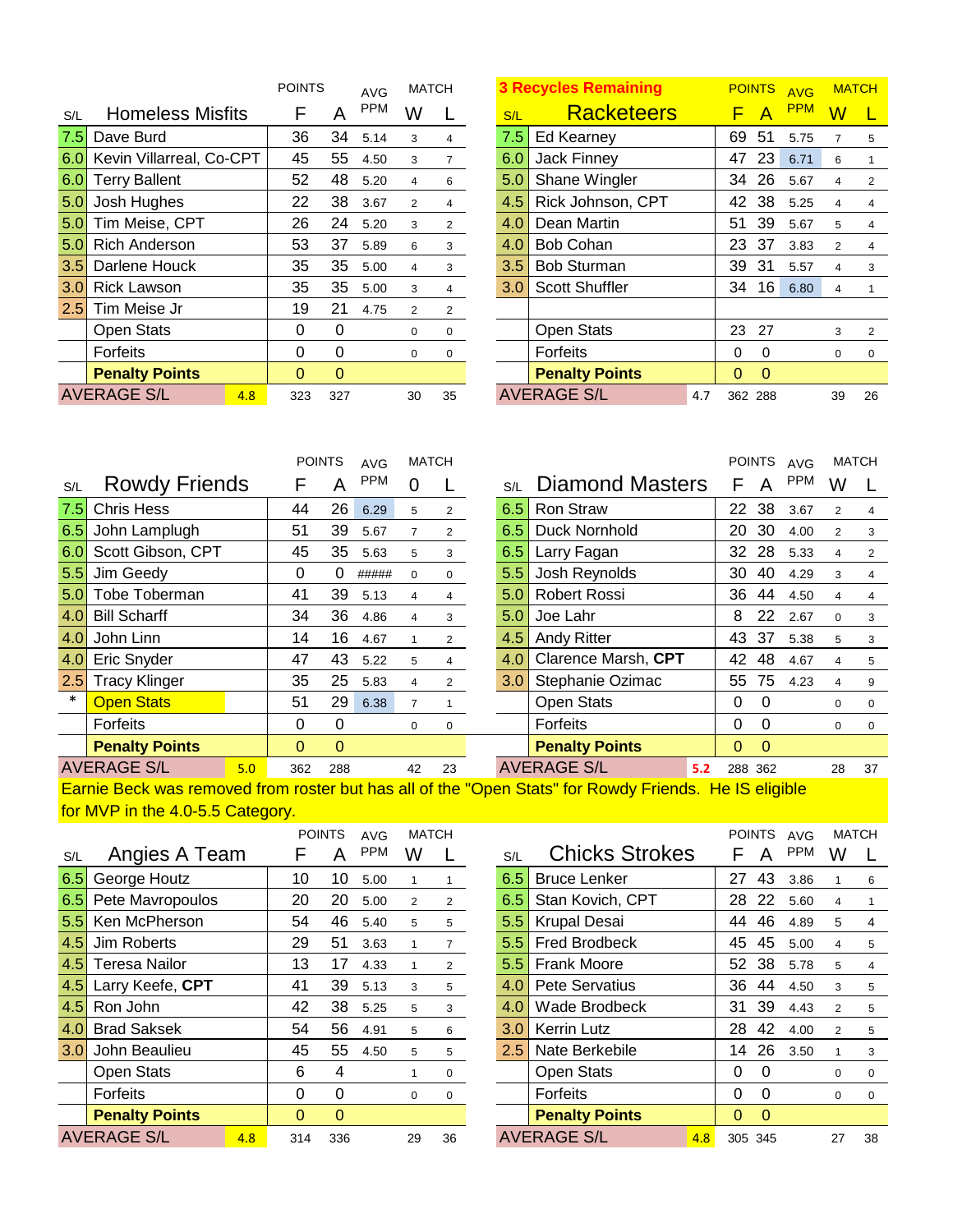## Homeless Misfits

| S/L | Homeless Misfits | POINTS F | A | AVG PPM | MATCH W | L |
|---|---|---|---|---|---|---|
| 7.5 | Dave Burd | 36 | 34 | 5.14 | 3 | 4 |
| 6.0 | Kevin Villarreal, Co-CPT | 45 | 55 | 4.50 | 3 | 7 |
| 6.0 | Terry Ballent | 52 | 48 | 5.20 | 4 | 6 |
| 5.0 | Josh Hughes | 22 | 38 | 3.67 | 2 | 4 |
| 5.0 | Tim Meise, CPT | 26 | 24 | 5.20 | 3 | 2 |
| 5.0 | Rich Anderson | 53 | 37 | 5.89 | 6 | 3 |
| 3.5 | Darlene Houck | 35 | 35 | 5.00 | 4 | 3 |
| 3.0 | Rick Lawson | 35 | 35 | 5.00 | 3 | 4 |
| 2.5 | Tim Meise Jr | 19 | 21 | 4.75 | 2 | 2 |
| | Open Stats | 0 | 0 | | 0 | 0 |
| | Forfeits | 0 | 0 | | 0 | 0 |
| | **Penalty Points** | 0 | 0 | | | |
| AVERAGE S/L | 4.8 | 323 | 327 | | 30 | 35 |

## Racketeers

**3 Recycles Remaining**

| S/L | Racketeers | POINTS F | A | AVG PPM | MATCH W | L |
|---|---|---|---|---|---|---|
| 7.5 | Ed Kearney | 69 | 51 | 5.75 | 7 | 5 |
| 6.0 | Jack Finney | 47 | 23 | 6.71 | 6 | 1 |
| 5.0 | Shane Wingler | 34 | 26 | 5.67 | 4 | 2 |
| 4.5 | Rick Johnson, CPT | 42 | 38 | 5.25 | 4 | 4 |
| 4.0 | Dean Martin | 51 | 39 | 5.67 | 5 | 4 |
| 4.0 | Bob Cohan | 23 | 37 | 3.83 | 2 | 4 |
| 3.5 | Bob Sturman | 39 | 31 | 5.57 | 4 | 3 |
| 3.0 | Scott Shuffler | 34 | 16 | 6.80 | 4 | 1 |
| | | | | | | |
| | Open Stats | 23 | 27 | | 3 | 2 |
| | Forfeits | 0 | 0 | | 0 | 0 |
| | **Penalty Points** | 0 | 0 | | | |
| AVERAGE S/L | 4.7 | 362 | 288 | | 39 | 26 |

## Rowdy Friends

| S/L | Rowdy Friends | POINTS F | A | AVG PPM | MATCH 0 | L |
|---|---|---|---|---|---|---|
| 7.5 | Chris Hess | 44 | 26 | 6.29 | 5 | 2 |
| 6.5 | John Lamplugh | 51 | 39 | 5.67 | 7 | 2 |
| 6.0 | Scott Gibson, CPT | 45 | 35 | 5.63 | 5 | 3 |
| 5.5 | Jim Geedy | 0 | 0 | ##### | 0 | 0 |
| 5.0 | Tobe Toberman | 41 | 39 | 5.13 | 4 | 4 |
| 4.0 | Bill Scharff | 34 | 36 | 4.86 | 4 | 3 |
| 4.0 | John Linn | 14 | 16 | 4.67 | 1 | 2 |
| 4.0 | Eric Snyder | 47 | 43 | 5.22 | 5 | 4 |
| 2.5 | Tracy Klinger | 35 | 25 | 5.83 | 4 | 2 |
| * | Open Stats | 51 | 29 | 6.38 | 7 | 1 |
| | Forfeits | 0 | 0 | | 0 | 0 |
| | **Penalty Points** | 0 | 0 | | | |
| AVERAGE S/L | 5.0 | 362 | 288 | | 42 | 23 |

## Diamond Masters

| S/L | Diamond Masters | POINTS F | A | AVG PPM | MATCH W | L |
|---|---|---|---|---|---|---|
| 6.5 | Ron Straw | 22 | 38 | 3.67 | 2 | 4 |
| 6.5 | Duck Nornhold | 20 | 30 | 4.00 | 2 | 3 |
| 6.5 | Larry Fagan | 32 | 28 | 5.33 | 4 | 2 |
| 5.5 | Josh Reynolds | 30 | 40 | 4.29 | 3 | 4 |
| 5.0 | Robert Rossi | 36 | 44 | 4.50 | 4 | 4 |
| 5.0 | Joe Lahr | 8 | 22 | 2.67 | 0 | 3 |
| 4.5 | Andy Ritter | 43 | 37 | 5.38 | 5 | 3 |
| 4.0 | Clarence Marsh, **CPT** | 42 | 48 | 4.67 | 4 | 5 |
| 3.0 | Stephanie Ozimac | 55 | 75 | 4.23 | 4 | 9 |
| | Open Stats | 0 | 0 | | 0 | 0 |
| | Forfeits | 0 | 0 | | 0 | 0 |
| | **Penalty Points** | 0 | 0 | | | |
| AVERAGE S/L | 5.2 | 288 | 362 | | 28 | 37 |

Earnie Beck was removed from roster but has all of the "Open Stats" for Rowdy Friends. He IS eligible for MVP in the 4.0-5.5 Category.

## Angies A Team

| S/L | Angies A Team | POINTS F | A | AVG PPM | MATCH W | L |
|---|---|---|---|---|---|---|
| 6.5 | George Houtz | 10 | 10 | 5.00 | 1 | 1 |
| 6.5 | Pete Mavropoulos | 20 | 20 | 5.00 | 2 | 2 |
| 5.5 | Ken McPherson | 54 | 46 | 5.40 | 5 | 5 |
| 4.5 | Jim Roberts | 29 | 51 | 3.63 | 1 | 7 |
| 4.5 | Teresa Nailor | 13 | 17 | 4.33 | 1 | 2 |
| 4.5 | Larry Keefe, **CPT** | 41 | 39 | 5.13 | 3 | 5 |
| 4.5 | Ron John | 42 | 38 | 5.25 | 5 | 3 |
| 4.0 | Brad Saksek | 54 | 56 | 4.91 | 5 | 6 |
| 3.0 | John Beaulieu | 45 | 55 | 4.50 | 5 | 5 |
| | Open Stats | 6 | 4 | | 1 | 0 |
| | Forfeits | 0 | 0 | | 0 | 0 |
| | **Penalty Points** | 0 | 0 | | | |
| AVERAGE S/L | 4.8 | 314 | 336 | | 29 | 36 |

## Chicks Strokes

| S/L | Chicks Strokes | POINTS F | A | AVG PPM | MATCH W | L |
|---|---|---|---|---|---|---|
| 6.5 | Bruce Lenker | 27 | 43 | 3.86 | 1 | 6 |
| 6.5 | Stan Kovich, CPT | 28 | 22 | 5.60 | 4 | 1 |
| 5.5 | Krupal Desai | 44 | 46 | 4.89 | 5 | 4 |
| 5.5 | Fred Brodbeck | 45 | 45 | 5.00 | 4 | 5 |
| 5.5 | Frank Moore | 52 | 38 | 5.78 | 5 | 4 |
| 4.0 | Pete Servatius | 36 | 44 | 4.50 | 3 | 5 |
| 4.0 | Wade Brodbeck | 31 | 39 | 4.43 | 2 | 5 |
| 3.0 | Kerrin Lutz | 28 | 42 | 4.00 | 2 | 5 |
| 2.5 | Nate Berkebile | 14 | 26 | 3.50 | 1 | 3 |
| | Open Stats | 0 | 0 | | 0 | 0 |
| | Forfeits | 0 | 0 | | 0 | 0 |
| | **Penalty Points** | 0 | 0 | | | |
| AVERAGE S/L | 4.8 | 305 | 345 | | 27 | 38 |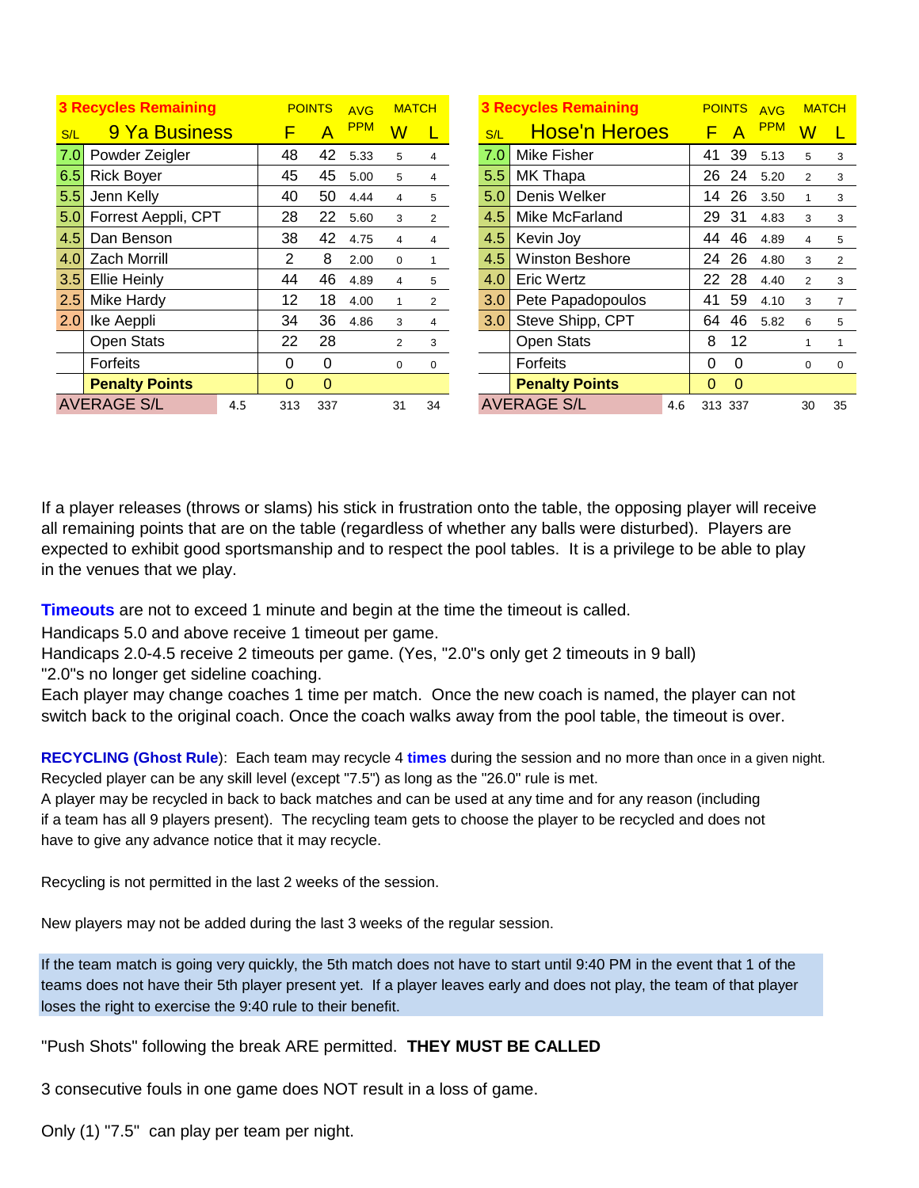| S/L | 9 Ya Business | POINTS F | POINTS A | AVG PPM | MATCH W | MATCH L |
|---|---|---|---|---|---|---|
| 3 Recycles Remaining | | | | | | |
| 7.0 | Powder Zeigler | 48 | 42 | 5.33 | 5 | 4 |
| 6.5 | Rick Boyer | 45 | 45 | 5.00 | 5 | 4 |
| 5.5 | Jenn Kelly | 40 | 50 | 4.44 | 4 | 5 |
| 5.0 | Forrest Aeppli, CPT | 28 | 22 | 5.60 | 3 | 2 |
| 4.5 | Dan Benson | 38 | 42 | 4.75 | 4 | 4 |
| 4.0 | Zach Morrill | 2 | 8 | 2.00 | 0 | 1 |
| 3.5 | Ellie Heinly | 44 | 46 | 4.89 | 4 | 5 |
| 2.5 | Mike Hardy | 12 | 18 | 4.00 | 1 | 2 |
| 2.0 | Ike Aeppli | 34 | 36 | 4.86 | 3 | 4 |
| | Open Stats | 22 | 28 | | 2 | 3 |
| | Forfeits | 0 | 0 | | 0 | 0 |
| | **Penalty Points** | 0 | 0 | | | |
| AVERAGE S/L | 4.5 | 313 | 337 | | 31 | 34 |

| S/L | Hose'n Heroes | POINTS F | POINTS A | AVG PPM | MATCH W | MATCH L |
|---|---|---|---|---|---|---|
| 3 Recycles Remaining | | | | | | |
| 7.0 | Mike Fisher | 41 | 39 | 5.13 | 5 | 3 |
| 5.5 | MK Thapa | 26 | 24 | 5.20 | 2 | 3 |
| 5.0 | Denis Welker | 14 | 26 | 3.50 | 1 | 3 |
| 4.5 | Mike McFarland | 29 | 31 | 4.83 | 3 | 3 |
| 4.5 | Kevin Joy | 44 | 46 | 4.89 | 4 | 5 |
| 4.5 | Winston Beshore | 24 | 26 | 4.80 | 3 | 2 |
| 4.0 | Eric Wertz | 22 | 28 | 4.40 | 2 | 3 |
| 3.0 | Pete Papadopoulos | 41 | 59 | 4.10 | 3 | 7 |
| 3.0 | Steve Shipp, CPT | 64 | 46 | 5.82 | 6 | 5 |
| | Open Stats | 8 | 12 | | 1 | 1 |
| | Forfeits | 0 | 0 | | 0 | 0 |
| | **Penalty Points** | 0 | 0 | | | |
| AVERAGE S/L | 4.6 | 313 | 337 | | 30 | 35 |

If a player releases (throws or slams) his stick in frustration onto the table, the opposing player will receive all remaining points that are on the table (regardless of whether any balls were disturbed). Players are expected to exhibit good sportsmanship and to respect the pool tables. It is a privilege to be able to play in the venues that we play.

**Timeouts** are not to exceed 1 minute and begin at the time the timeout is called.
Handicaps 5.0 and above receive 1 timeout per game.
Handicaps 2.0-4.5 receive 2 timeouts per game. (Yes, "2.0"s only get 2 timeouts in 9 ball)
"2.0"s no longer get sideline coaching.
Each player may change coaches 1 time per match. Once the new coach is named, the player can not switch back to the original coach. Once the coach walks away from the pool table, the timeout is over.

**RECYCLING (Ghost Rule)**: Each team may recycle 4 **times** during the session and no more than once in a given night. Recycled player can be any skill level (except "7.5") as long as the "26.0" rule is met.
A player may be recycled in back to back matches and can be used at any time and for any reason (including if a team has all 9 players present). The recycling team gets to choose the player to be recycled and does not have to give any advance notice that it may recycle.

Recycling is not permitted in the last 2 weeks of the session.

New players may not be added during the last 3 weeks of the regular session.

If the team match is going very quickly, the 5th match does not have to start until 9:40 PM in the event that 1 of the teams does not have their 5th player present yet. If a player leaves early and does not play, the team of that player loses the right to exercise the 9:40 rule to their benefit.

"Push Shots" following the break ARE permitted. **THEY MUST BE CALLED**

3 consecutive fouls in one game does NOT result in a loss of game.

Only (1) "7.5" can play per team per night.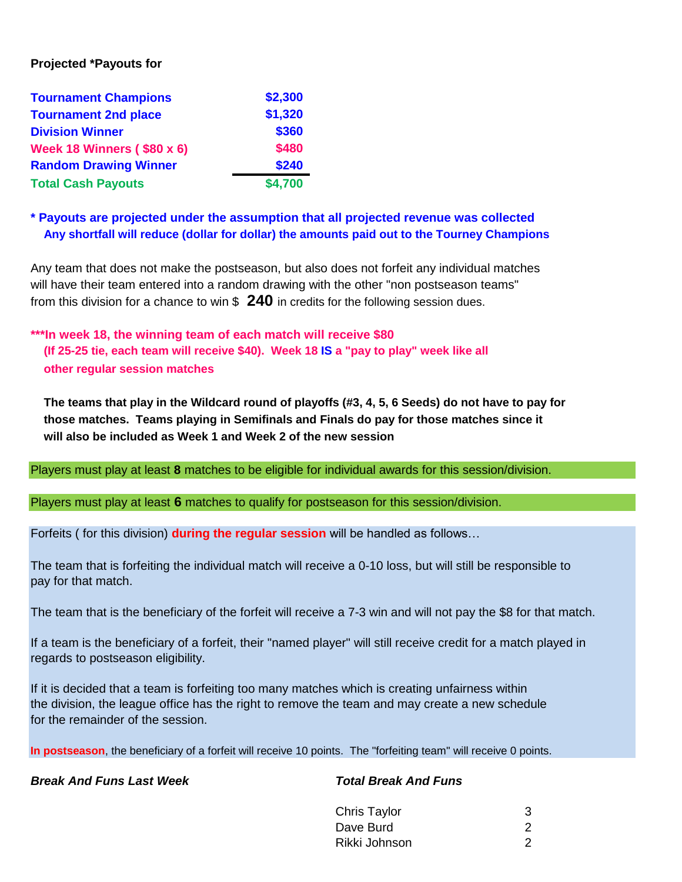**Projected *Payouts for**

| | |
|---|---|
| **Tournament Champions** | **$2,300** |
| **Tournament 2nd place** | **$1,320** |
| **Division Winner** | **$360** |
| **Week 18 Winners ( $80 x 6)** | **$480** |
| **Random Drawing Winner** | **$240** |
| **Total Cash Payouts** | **$4,700** |

**\* Payouts are projected under the assumption that all projected revenue was collected**
**Any shortfall will reduce (dollar for dollar) the amounts paid out to the Tourney Champions**

Any team that does not make the postseason, but also does not forfeit any individual matches will have their team entered into a random drawing with the other "non postseason teams" from this division for a chance to win $ **240** in credits for the following session dues.

**\*\*\*In week 18, the winning team of each match will receive $80**
**(If 25-25 tie, each team will receive $40). Week 18 IS a "pay to play" week like all other regular session matches**

**The teams that play in the Wildcard round of playoffs (#3, 4, 5, 6 Seeds) do not have to pay for those matches. Teams playing in Semifinals and Finals do pay for those matches since it will also be included as Week 1 and Week 2 of the new session**

Players must play at least **8** matches to be eligible for individual awards for this session/division.

Players must play at least **6** matches to qualify for postseason for this session/division.

Forfeits ( for this division) **during the regular session** will be handled as follows…

The team that is forfeiting the individual match will receive a 0-10 loss, but will still be responsible to pay for that match.

The team that is the beneficiary of the forfeit will receive a 7-3 win and will not pay the $8 for that match.

If a team is the beneficiary of a forfeit, their "named player" will still receive credit for a match played in regards to postseason eligibility.

If it is decided that a team is forfeiting too many matches which is creating unfairness within the division, the league office has the right to remove the team and may create a new schedule for the remainder of the session.

**In postseason**, the beneficiary of a forfeit will receive 10 points. The "forfeiting team" will receive 0 points.

***Break And Funs Last Week***

***Total Break And Funs***

| | |
|---|---|
| Chris Taylor | 3 |
| Dave Burd | 2 |
| Rikki Johnson | 2 |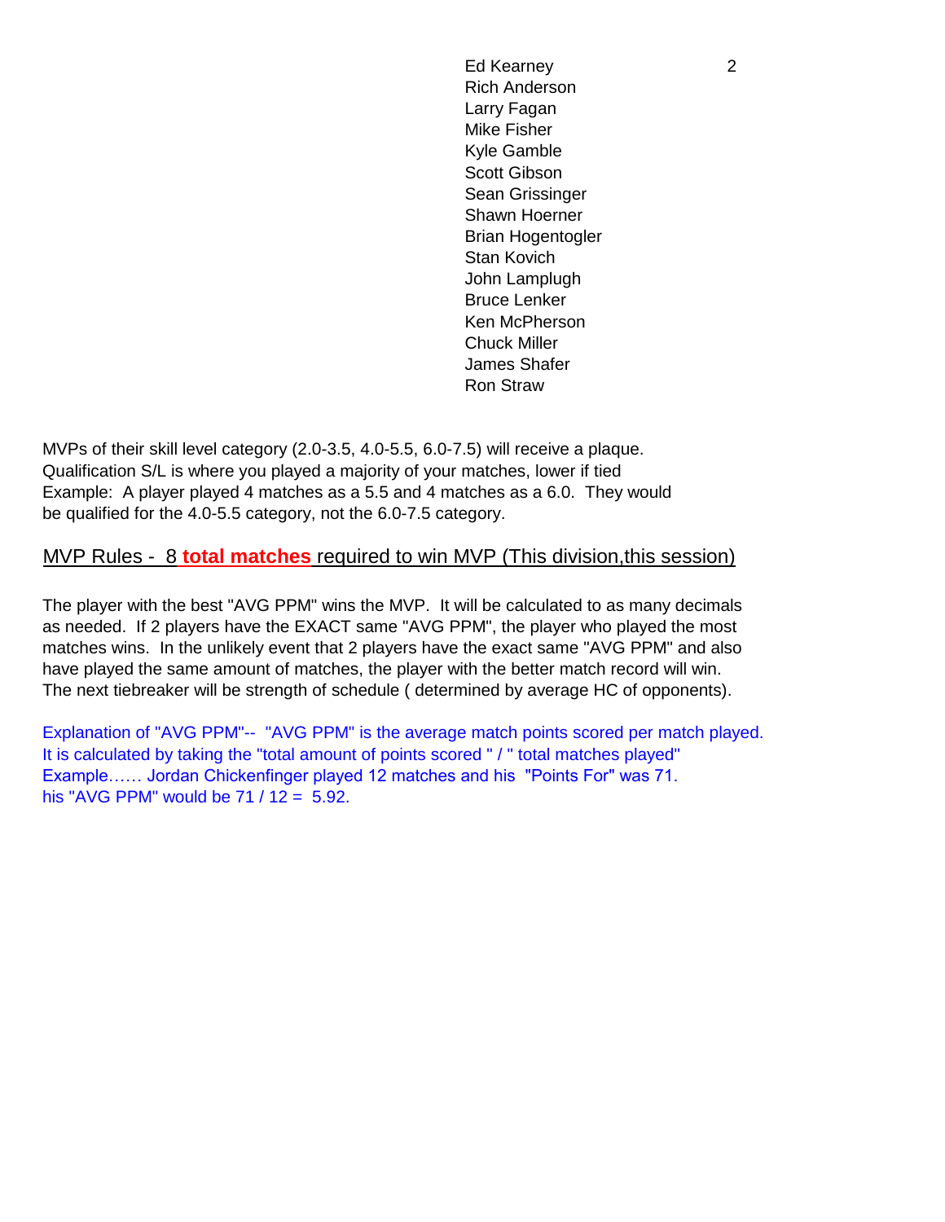| | |
|---|---|
| Ed Kearney | 2 |
| Rich Anderson | |
| Larry Fagan | |
| Mike Fisher | |
| Kyle Gamble | |
| Scott Gibson | |
| Sean Grissinger | |
| Shawn Hoerner | |
| Brian Hogentogler | |
| Stan Kovich | |
| John Lamplugh | |
| Bruce Lenker | |
| Ken McPherson | |
| Chuck Miller | |
| James Shafer | |
| Ron Straw | |

MVPs of their skill level category (2.0-3.5, 4.0-5.5, 6.0-7.5) will receive a plaque.
Qualification S/L is where you played a majority of your matches, lower if tied
Example: A player played 4 matches as a 5.5 and 4 matches as a 6.0. They would be qualified for the 4.0-5.5 category, not the 6.0-7.5 category.

## MVP Rules - 8 **total matches** required to win MVP (This division,this session)

The player with the best "AVG PPM" wins the MVP. It will be calculated to as many decimals as needed. If 2 players have the EXACT same "AVG PPM", the player who played the most matches wins. In the unlikely event that 2 players have the exact same "AVG PPM" and also have played the same amount of matches, the player with the better match record will win. The next tiebreaker will be strength of schedule ( determined by average HC of opponents).

Explanation of "AVG PPM"-- "AVG PPM" is the average match points scored per match played. It is calculated by taking the "total amount of points scored " / " total matches played"
Example…… Jordan Chickenfinger played 12 matches and his "Points For" was 71. his "AVG PPM" would be 71 / 12 = 5.92.